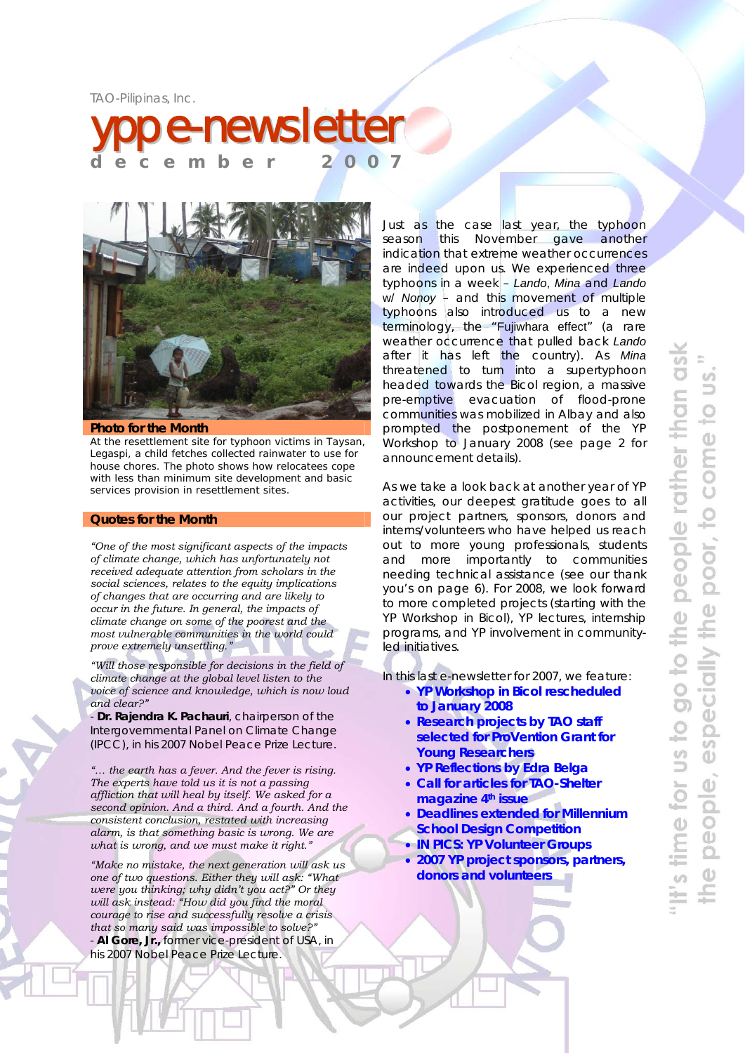TAO-Pilipinas, Inc.

# ypp e-newsletter

**december 2007**

### Photo for the Month

At the resettlement site for typhoon victims in Taysan, Legaspi, a child fetches collected rainwater to use for house chores. The photo shows how relocatees cope with less than minimum site development and basic services provision in resettlement sites.

### Quotes for the Month

*"One of the most significant aspects of the impacts of climate change, which has unfortunately not received adequate attention from scholars in the social sciences, relates to the equity implications of changes that are occurring and are likely to occur in the future. In general, the impacts of climate change on some of the poorest and the most vulnerable communities in the world could prove extremely unsettling."*

*"Will those responsible for decisions in the field of climate change at the global level listen to the voice of science and knowledge, which is now loud and clear?"*

- **Dr. Rajendra K. Pachauri**, chairperson of the Intergovernmental Panel on Climate Change (IPCC), in his 2007 Nobel Peace Prize Lecture.

*"... the earth has a fever. And the fever is rising. The experts have told us it is not a passing affliction that will heal by itself. We asked for a second opinion. And a third. And a fourth. And the consistent conclusion, restated with increasing alarm, is that something basic is wrong. We are what is wrong, and we must make it right."*

*"Make no mistake, the next generation will ask us one of two questions. Either they will ask: "What were you thinking; why didn't you act?" Or they will ask instead: "How did you find the moral courage to rise and successfully resolve a crisis that so many said was impossible to solve?"*

- **Al Gore, Jr.,** former vice-president of USA, in his 2007 Nobel Peace Prize Lecture.

Just as the case last year, the typhoon season this November gave another indication that extreme weather occurrences are indeed upon us. We experienced three typhoons in a week – *Lando*, *Mina* and *Lando* w/ *Nonoy* – and this movement of multiple typhoons also introduced us to a new terminology, the "Fujiwhara effect" (a rare weather occurrence that pulled back *Lando* after it has left the country). As *Mina* threatened to turn into a supertyphoon headed towards the Bicol region, a massive pre-emptive evacuation of flood-prone communities was mobilized in Albay and also prompted the postponement of the YP Workshop to January 2008 (see page 2 for announcement details).

As we take a look back at another year of YP activities, our deepest gratitude goes to all our project partners, sponsors, donors and interns/volunteers who have helped us reach out to more young professionals, students and more importantly to communities needing technical assistance (see our thank you's on page 6). For 2008, we look forward to more completed projects (starting with the YP Workshop in Bicol), YP lectures, internship programs, and YP involvement in community-led initiatives.

In this last e-newsletter for 2007, we feature:

- **YP Workshop in Bicol rescheduled to January 2008**
- **Research projects by TAO staff selected for ProVention Grant for Young Researchers**
- **YP Reflections by Edra Belga**
- **Call for articles for TAO-Shelter magazine 4th issue**
- **Deadlines extended for Millennium School Design Competition**
- **IN PICS: YP Volunteer Groups**
- **2007 YP project sponsors, partners, donors and volunteers**

"It's time for us to go to the people rather than ask the people, especially the poor, to come to us."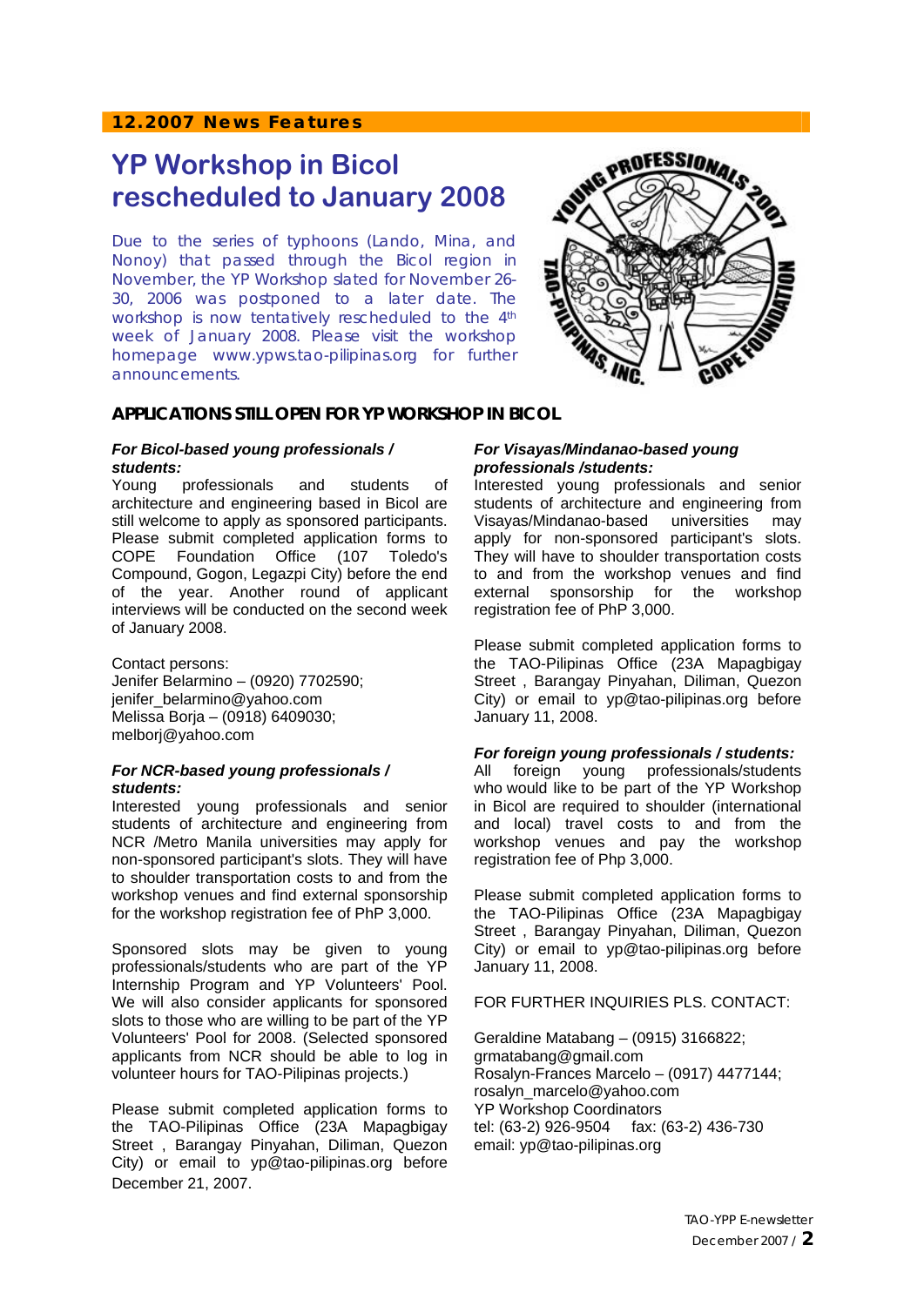**12.2007 News Features**

# YP Workshop in Bicol rescheduled to January 2008

Due to the series of typhoons (Lando, Mina, and Nonoy) that passed through the Bicol region in November, the YP Workshop slated for November 26-30, 2006 was postponed to a later date. The workshop is now tentatively rescheduled to the 4th week of January 2008. Please visit the workshop homepage www.ypws.tao-pilipinas.org for further announcements.

## APPLICATIONS STILL OPEN FOR YP WORKSHOP IN BICOL

***For Bicol-based young professionals / students:***

Young professionals and students of architecture and engineering based in Bicol are still welcome to apply as sponsored participants. Please submit completed application forms to COPE Foundation Office (107 Toledo's Compound, Gogon, Legazpi City) before the end of the year. Another round of applicant interviews will be conducted on the second week of January 2008.

Contact persons:
Jenifer Belarmino – (0920) 7702590; jenifer_belarmino@yahoo.com
Melissa Borja – (0918) 6409030; melborj@yahoo.com

***For NCR-based young professionals / students:***

Interested young professionals and senior students of architecture and engineering from NCR /Metro Manila universities may apply for non-sponsored participant's slots. They will have to shoulder transportation costs to and from the workshop venues and find external sponsorship for the workshop registration fee of PhP 3,000.

Sponsored slots may be given to young professionals/students who are part of the YP Internship Program and YP Volunteers' Pool. We will also consider applicants for sponsored slots to those who are willing to be part of the YP Volunteers' Pool for 2008. (Selected sponsored applicants from NCR should be able to log in volunteer hours for TAO-Pilipinas projects.)

Please submit completed application forms to the TAO-Pilipinas Office (23A Mapagbigay Street , Barangay Pinyahan, Diliman, Quezon City) or email to yp@tao-pilipinas.org before December 21, 2007.

***For Visayas/Mindanao-based young professionals /students:***

Interested young professionals and senior students of architecture and engineering from Visayas/Mindanao-based universities may apply for non-sponsored participant's slots. They will have to shoulder transportation costs to and from the workshop venues and find external sponsorship for the workshop registration fee of PhP 3,000.

Please submit completed application forms to the TAO-Pilipinas Office (23A Mapagbigay Street , Barangay Pinyahan, Diliman, Quezon City) or email to yp@tao-pilipinas.org before January 11, 2008.

***For foreign young professionals / students:***

All foreign young professionals/students who would like to be part of the YP Workshop in Bicol are required to shoulder (international and local) travel costs to and from the workshop venues and pay the workshop registration fee of Php 3,000.

Please submit completed application forms to the TAO-Pilipinas Office (23A Mapagbigay Street , Barangay Pinyahan, Diliman, Quezon City) or email to yp@tao-pilipinas.org before January 11, 2008.

FOR FURTHER INQUIRIES PLS. CONTACT:

Geraldine Matabang – (0915) 3166822; grmatabang@gmail.com
Rosalyn-Frances Marcelo – (0917) 4477144; rosalyn_marcelo@yahoo.com
YP Workshop Coordinators
tel: (63-2) 926-9504 fax: (63-2) 436-730
email: yp@tao-pilipinas.org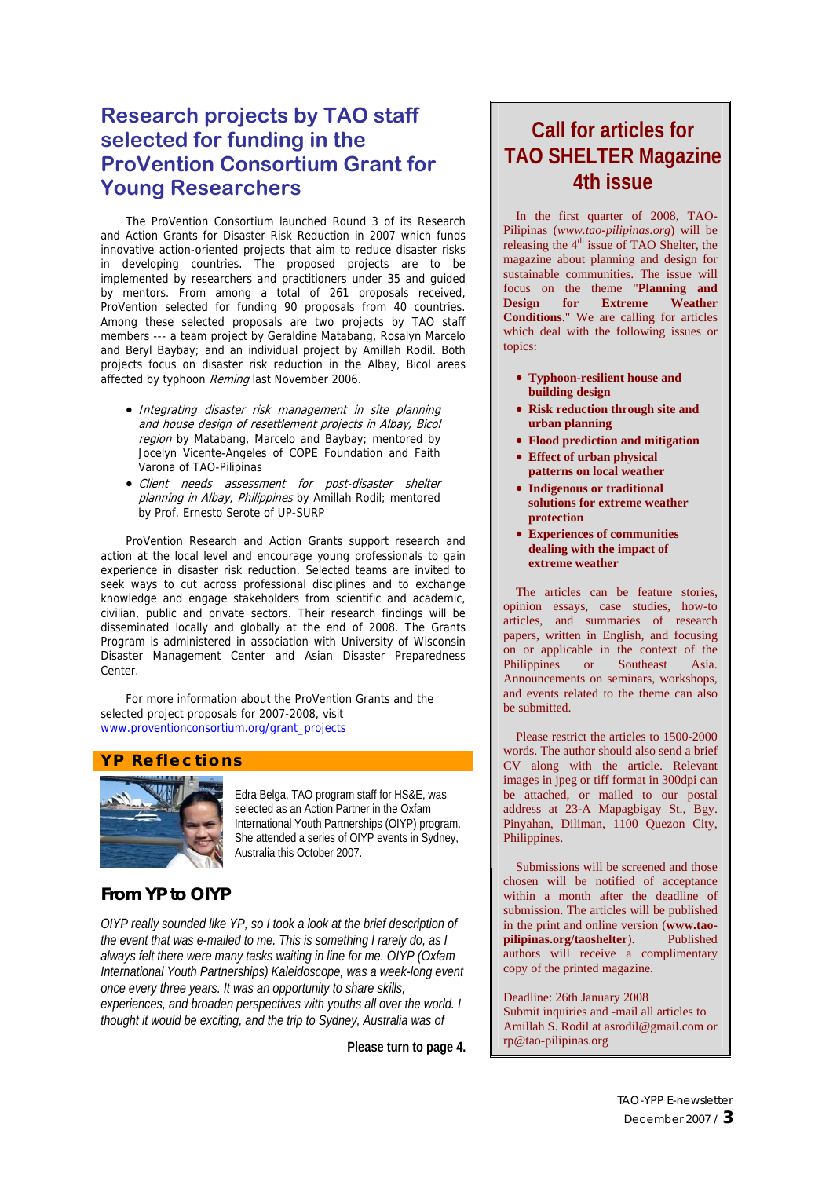# Research projects by TAO staff selected for funding in the ProVention Consortium Grant for Young Researchers

The ProVention Consortium launched Round 3 of its Research and Action Grants for Disaster Risk Reduction in 2007 which funds innovative action-oriented projects that aim to reduce disaster risks in developing countries. The proposed projects are to be implemented by researchers and practitioners under 35 and guided by mentors. From among a total of 261 proposals received, ProVention selected for funding 90 proposals from 40 countries. Among these selected proposals are two projects by TAO staff members --- a team project by Geraldine Matabang, Rosalyn Marcelo and Beryl Baybay; and an individual project by Amillah Rodil. Both projects focus on disaster risk reduction in the Albay, Bicol areas affected by typhoon *Reming* last November 2006.

- *Integrating disaster risk management in site planning and house design of resettlement projects in Albay, Bicol region* by Matabang, Marcelo and Baybay; mentored by Jocelyn Vicente-Angeles of COPE Foundation and Faith Varona of TAO-Pilipinas
- *Client needs assessment for post-disaster shelter planning in Albay, Philippines* by Amillah Rodil; mentored by Prof. Ernesto Serote of UP-SURP

ProVention Research and Action Grants support research and action at the local level and encourage young professionals to gain experience in disaster risk reduction. Selected teams are invited to seek ways to cut across professional disciplines and to exchange knowledge and engage stakeholders from scientific and academic, civilian, public and private sectors. Their research findings will be disseminated locally and globally at the end of 2008. The Grants Program is administered in association with University of Wisconsin Disaster Management Center and Asian Disaster Preparedness Center.

For more information about the ProVention Grants and the selected project proposals for 2007-2008, visit www.proventionconsortium.org/grant_projects

## YP Reflections

Edra Belga, TAO program staff for HS&E, was selected as an Action Partner in the Oxfam International Youth Partnerships (OIYP) program. She attended a series of OIYP events in Sydney, Australia this October 2007.

### From YP to OIYP

*OIYP really sounded like YP, so I took a look at the brief description of the event that was e-mailed to me. This is something I rarely do, as I always felt there were many tasks waiting in line for me. OIYP (Oxfam International Youth Partnerships) Kaleidoscope, was a week-long event once every three years. It was an opportunity to share skills, experiences, and broaden perspectives with youths all over the world. I thought it would be exciting, and the trip to Sydney, Australia was of*

**Please turn to page 4.**

## Call for articles for TAO SHELTER Magazine 4th issue

In the first quarter of 2008, TAO-Pilipinas (*www.tao-pilipinas.org*) will be releasing the 4th issue of TAO Shelter, the magazine about planning and design for sustainable communities. The issue will focus on the theme "**Planning and Design for Extreme Weather Conditions**." We are calling for articles which deal with the following issues or topics:

- **Typhoon-resilient house and building design**
- **Risk reduction through site and urban planning**
- **Flood prediction and mitigation**
- **Effect of urban physical patterns on local weather**
- **Indigenous or traditional solutions for extreme weather protection**
- **Experiences of communities dealing with the impact of extreme weather**

The articles can be feature stories, opinion essays, case studies, how-to articles, and summaries of research papers, written in English, and focusing on or applicable in the context of the Philippines or Southeast Asia. Announcements on seminars, workshops, and events related to the theme can also be submitted.

Please restrict the articles to 1500-2000 words. The author should also send a brief CV along with the article. Relevant images in jpeg or tiff format in 300dpi can be attached, or mailed to our postal address at 23-A Mapagbigay St., Bgy. Pinyahan, Diliman, 1100 Quezon City, Philippines.

Submissions will be screened and those chosen will be notified of acceptance within a month after the deadline of submission. The articles will be published in the print and online version (**www.tao-pilipinas.org/taoshelter**). Published authors will receive a complimentary copy of the printed magazine.

Deadline: 26th January 2008
Submit inquiries and -mail all articles to Amillah S. Rodil at asrodil@gmail.com or rp@tao-pilipinas.org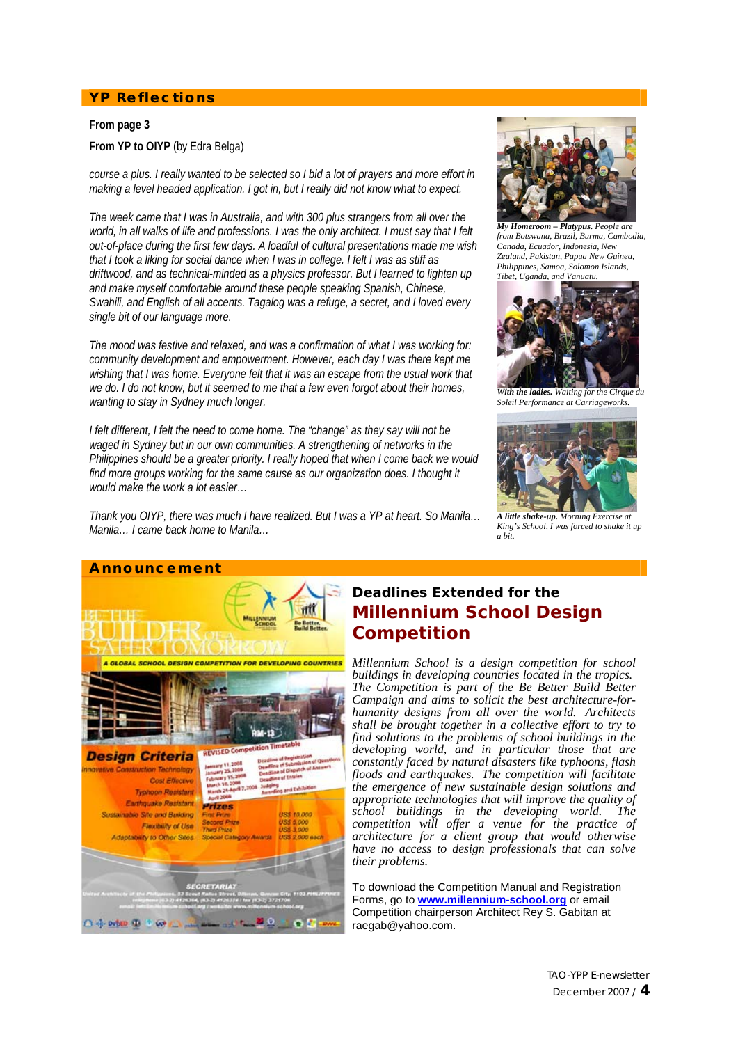## YP Reflections

**From page 3**

**From YP to OIYP** (by Edra Belga)

*course a plus. I really wanted to be selected so I bid a lot of prayers and more effort in making a level headed application. I got in, but I really did not know what to expect.*

*The week came that I was in Australia, and with 300 plus strangers from all over the world, in all walks of life and professions. I was the only architect. I must say that I felt out-of-place during the first few days. A loadful of cultural presentations made me wish that I took a liking for social dance when I was in college. I felt I was as stiff as driftwood, and as technical-minded as a physics professor. But I learned to lighten up and make myself comfortable around these people speaking Spanish, Chinese, Swahili, and English of all accents. Tagalog was a refuge, a secret, and I loved every single bit of our language more.*

*The mood was festive and relaxed, and was a confirmation of what I was working for: community development and empowerment. However, each day I was there kept me wishing that I was home. Everyone felt that it was an escape from the usual work that we do. I do not know, but it seemed to me that a few even forgot about their homes, wanting to stay in Sydney much longer.*

*I felt different, I felt the need to come home. The "change" as they say will not be waged in Sydney but in our own communities. A strengthening of networks in the Philippines should be a greater priority. I really hoped that when I come back we would find more groups working for the same cause as our organization does. I thought it would make the work a lot easier…*

*Thank you OIYP, there was much I have realized. But I was a YP at heart. So Manila… Manila… I came back home to Manila…*

***My Homeroom – Platypus.*** *People are from Botswana, Brazil, Burma, Cambodia, Canada, Ecuador, Indonesia, New Zealand, Pakistan, Papua New Guinea, Philippines, Samoa, Solomon Islands, Tibet, Uganda, and Vanuatu.*

***With the ladies.*** *Waiting for the Cirque du Soleil Performance at Carriageworks.*

***A little shake-up.*** *Morning Exercise at King's School, I was forced to shake it up a bit.*

## Announcement

### Deadlines Extended for the Millennium School Design Competition

*Millennium School is a design competition for school buildings in developing countries located in the tropics. The Competition is part of the Be Better Build Better Campaign and aims to solicit the best architecture-for-humanity designs from all over the world. Architects shall be brought together in a collective effort to try to find solutions to the problems of school buildings in the developing world, and in particular those that are constantly faced by natural disasters like typhoons, flash floods and earthquakes. The competition will facilitate the emergence of new sustainable design solutions and appropriate technologies that will improve the quality of school buildings in the developing world. The competition will offer a venue for the practice of architecture for a client group that would otherwise have no access to design professionals that can solve their problems.*

To download the Competition Manual and Registration Forms, go to **www.millennium-school.org** or email Competition chairperson Architect Rey S. Gabitan at raegab@yahoo.com.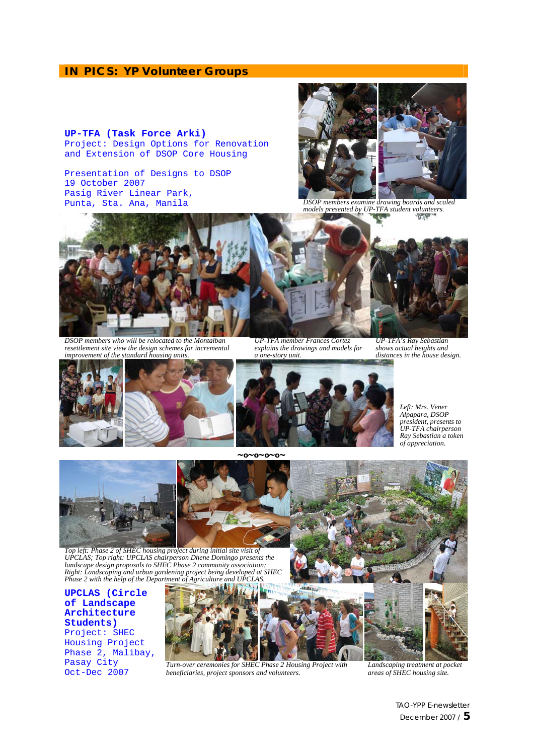## IN PICS: YP Volunteer Groups

**UP-TFA (Task Force Arki)**
Project: Design Options for Renovation and Extension of DSOP Core Housing

Presentation of Designs to DSOP
19 October 2007
Pasig River Linear Park,
Punta, Sta. Ana, Manila

*DSOP members examine drawing boards and scaled models presented by UP-TFA student volunteers.*

*DSOP members who will be relocated to the Montalban resettlement site view the design schemes for incremental improvement of the standard housing units.*

*UP-TFA member Frances Cortez explains the drawings and models for a one-story unit.*

*UP-TFA's Ray Sebastian shows actual heights and distances in the house design.*

*Left: Mrs. Vener Alpapara, DSOP president, presents to UP-TFA chairperson Ray Sebastian a token of appreciation.*

~o~o~o~o~

*Top left: Phase 2 of SHEC housing project during initial site visit of UPCLAS; Top right: UPCLAS chairperson Dhene Domingo presents the landscape design proposals to SHEC Phase 2 community association; Right: Landscaping and urban gardening project being developed at SHEC Phase 2 with the help of the Department of Agriculture and UPCLAS.*

**UPCLAS (Circle of Landscape Architecture Students)**
Project: SHEC Housing Project Phase 2, Malibay, Pasay City
Oct-Dec 2007

*Turn-over ceremonies for SHEC Phase 2 Housing Project with beneficiaries, project sponsors and volunteers.*

*Landscaping treatment at pocket areas of SHEC housing site.*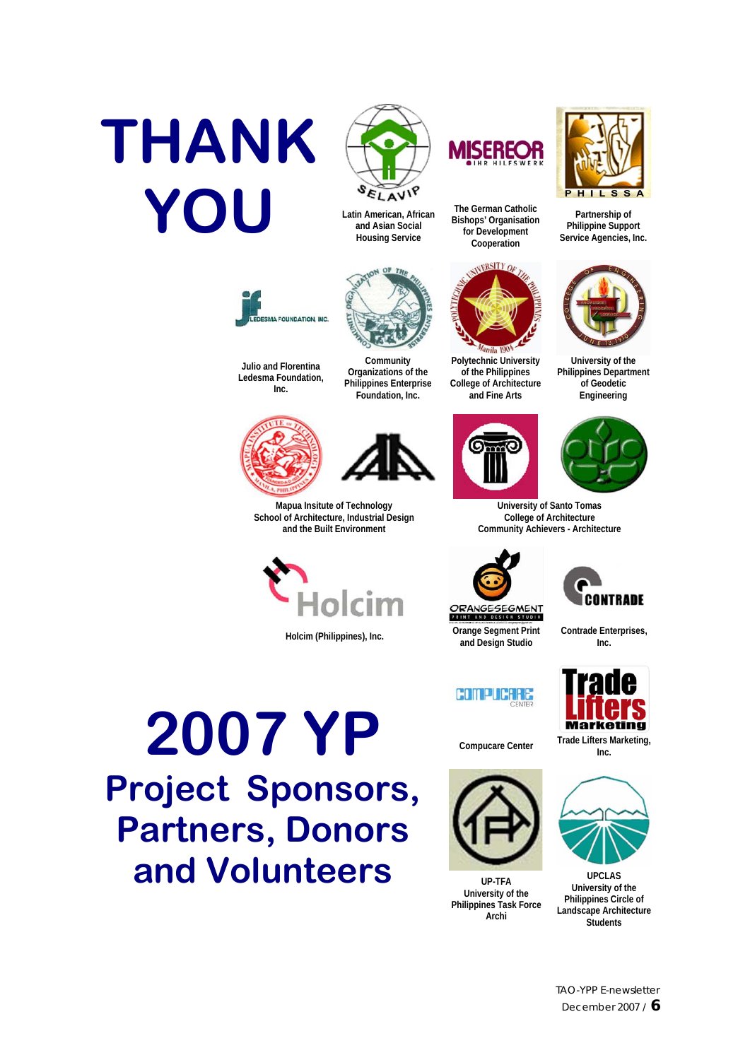# THANK YOU

Latin American, African and Asian Social Housing Service

The German Catholic Bishops' Organisation for Development Cooperation

Partnership of Philippine Support Service Agencies, Inc.

Julio and Florentina Ledesma Foundation, Inc.

Community Organizations of the Philippines Enterprise Foundation, Inc.

Polytechnic University of the Philippines College of Architecture and Fine Arts

University of the Philippines Department of Geodetic Engineering

Mapua Insitute of Technology School of Architecture, Industrial Design and the Built Environment

University of Santo Tomas College of Architecture Community Achievers - Architecture

Holcim (Philippines), Inc.

Orange Segment Print and Design Studio

Contrade Enterprises, Inc.

Compucare Center

Trade Lifters Marketing, Inc.

UP-TFA University of the Philippines Task Force Archi

UPCLAS University of the Philippines Circle of Landscape Architecture Students

# 2007 YP

## Project Sponsors, Partners, Donors and Volunteers